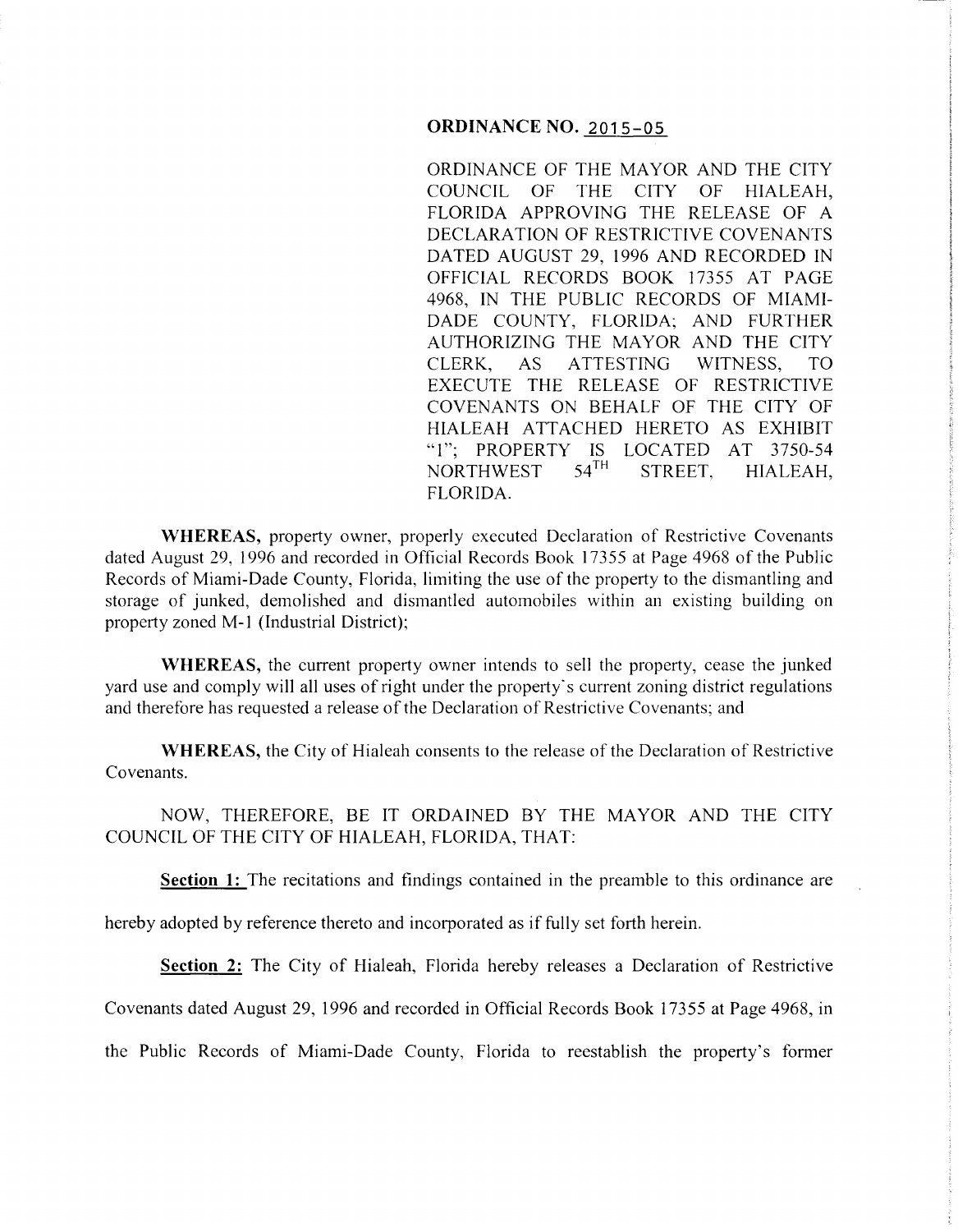# ORDINANCE NO. 2015-05

ORDINANCE OF THE MAYOR AND THE CITY COUNCIL OF THE CITY OF HIALEAH, FLORIDA APPROVING THE RELEASE OF A DECLARATION OF RESTRICTIVE COVENANTS DATED AUGUST 29, 1996 AND RECORDED IN OFFICIAL RECORDS BOOK 17355 AT PAGE 4968, IN THE PUBLIC RECORDS OF MIAMI-DADE COUNTY, FLORIDA; AND FURTHER AUTHORIZING THE MAYOR AND THE CITY CLERK, AS ATTESTING WITNESS, TO EXECUTE THE RELEASE OF RESTRICTIVE COVENANTS ON BEHALF OF THE CITY OF HIALEAH ATTACHED HERETO AS EXHIBIT "1"; PROPERTY IS LOCATED AT 3750-54 NORTHWEST 54TH STREET, HIALEAH, FLORIDA.

**WHEREAS,** property owner, properly executed Declaration of Restrictive Covenants dated August 29, 1996 and recorded in Official Records Book 17355 at Page 4968 of the Public Records of Miami-Dade County, Florida, limiting the use of the property to the dismantling and storage of junked, demolished and dismantled automobiles within an existing building on property zoned M-1 (Industrial District);

**WHEREAS,** the current property owner intends to sell the property, cease the junked yard use and comply will all uses of right under the property's current zoning district regulations and therefore has requested a release of the Declaration of Restrictive Covenants; and

**WHEREAS,** the City of Hialeah consents to the release of the Declaration of Restrictive Covenants.

NOW, THEREFORE, BE IT ORDAINED BY THE MAYOR AND THE CITY COUNCIL OF THE CITY OF HIALEAH, FLORIDA, THAT:

**Section 1:** The recitations and findings contained in the preamble to this ordinance are hereby adopted by reference thereto and incorporated as if fully set forth herein.

**Section 2:** The City of Hialeah, Florida hereby releases a Declaration of Restrictive Covenants dated August 29, 1996 and recorded in Official Records Book 17355 at Page 4968, in the Public Records of Miami-Dade County, Florida to reestablish the property's former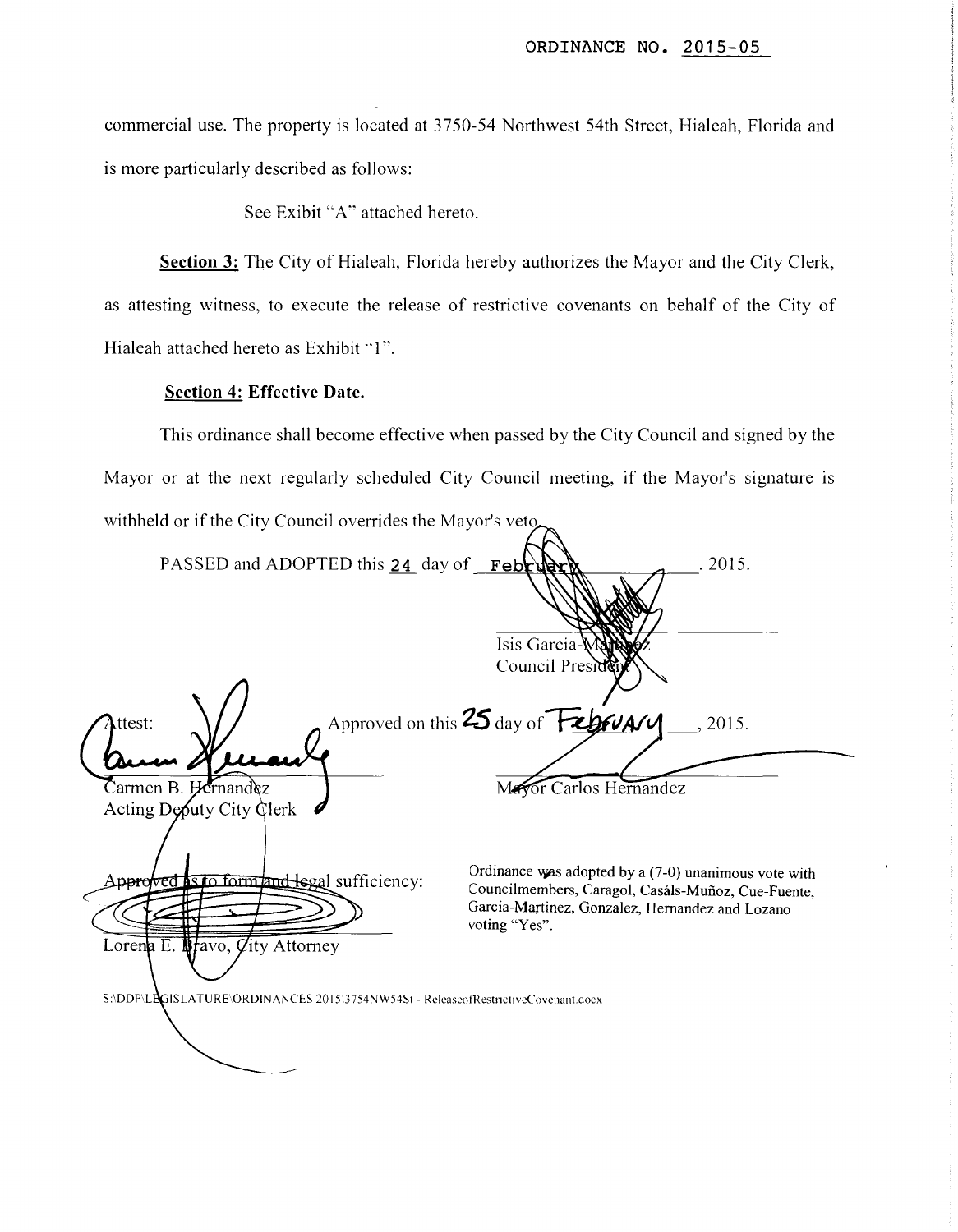ORDINANCE NO. 2015-05

commercial use. The property is located at 3750-54 Northwest 54th Street, Hialeah, Florida and is more particularly described as follows:

See Exibit "A" attached hereto.

**Section 3:** The City of Hialeah, Florida hereby authorizes the Mayor and the City Clerk, as attesting witness, to execute the release of restrictive covenants on behalf of the City of Hialeah attached hereto as Exhibit "1".

**Section 4: Effective Date.**

This ordinance shall become effective when passed by the City Council and signed by the Mayor or at the next regularly scheduled City Council meeting, if the Mayor's signature is withheld or if the City Council overrides the Mayor's veto.

PASSED and ADOPTED this 24 day of February, 2015.

Isis Garcia-Martinez
Council President

Attest:

Carmen B. Hernandez
Acting Deputy City Clerk

Approved on this 25 day of February, 2015.

Mayor Carlos Hernandez

Approved as to form and legal sufficiency:

Lorena E. Bravo, City Attorney

Ordinance was adopted by a (7-0) unanimous vote with Councilmembers, Caragol, Casáls-Muñoz, Cue-Fuente, Garcia-Martinez, Gonzalez, Hernandez and Lozano voting "Yes".

S:\DDP\LEGISLATURE\ORDINANCES 2015\3754NW54St - ReleaseofRestrictiveCovenant.docx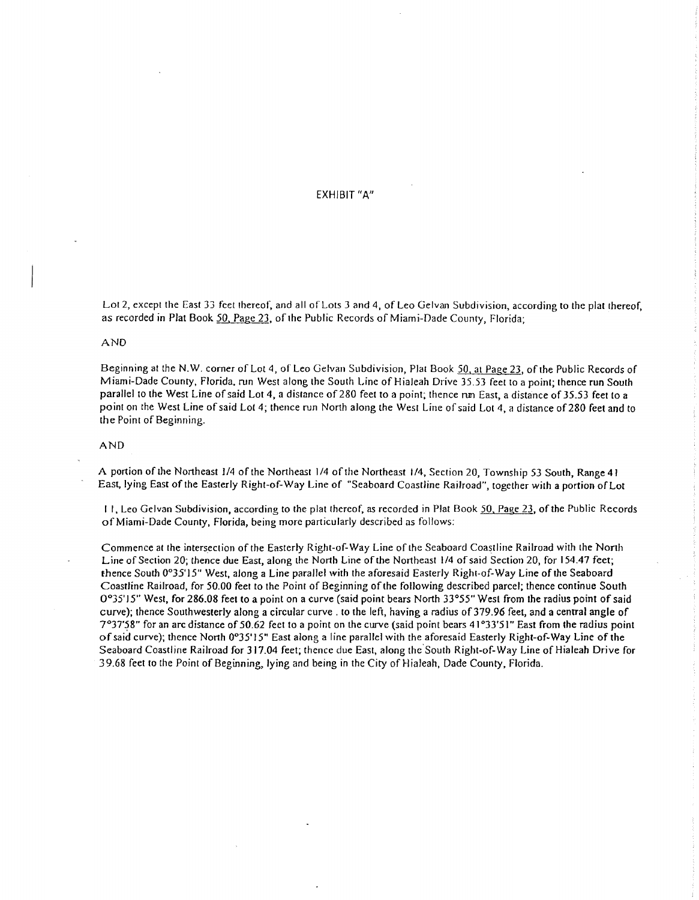# EXHIBIT "A"

Lot 2, except the East 33 feet thereof, and all of Lots 3 and 4, of Leo Gelvan Subdivision, according to the plat thereof, as recorded in Plat Book 50, Page 23, of the Public Records of Miami-Dade County, Florida;

AND

Beginning at the N.W. corner of Lot 4, of Leo Gelvan Subdivision, Plat Book 50, at Page 23, of the Public Records of Miami-Dade County, Florida, run West along the South Line of Hialeah Drive 35.53 feet to a point; thence run South parallel to the West Line of said Lot 4, a distance of 280 feet to a point; thence run East, a distance of 35.53 feet to a point on the West Line of said Lot 4; thence run North along the West Line of said Lot 4, a distance of 280 feet and to the Point of Beginning.

AND

A portion of the Northeast 1/4 of the Northeast 1/4 of the Northeast 1/4, Section 20, Township 53 South, Range 41 East, lying East of the Easterly Right-of-Way Line of "Seaboard Coastline Railroad", together with a portion of Lot 11, Leo Gelvan Subdivision, according to the plat thereof, as recorded in Plat Book 50, Page 23, of the Public Records of Miami-Dade County, Florida, being more particularly described as follows:

Commence at the intersection of the Easterly Right-of-Way Line of the Seaboard Coastline Railroad with the North Line of Section 20; thence due East, along the North Line of the Northeast 1/4 of said Section 20, for 154.47 feet; thence South 0°35'15" West, along a Line parallel with the aforesaid Easterly Right-of-Way Line of the Seaboard Coastline Railroad, for 50.00 feet to the Point of Beginning of the following described parcel; thence continue South 0°35'15" West, for 286.08 feet to a point on a curve (said point bears North 33°55" West from the radius point of said curve); thence Southwesterly along a circular curve . to the left, having a radius of 379.96 feet, and a central angle of 7°37'58" for an arc distance of 50.62 feet to a point on the curve (said point bears 41°33'51" East from the radius point of said curve); thence North 0°35'15" East along a line parallel with the aforesaid Easterly Right-of-Way Line of the Seaboard Coastline Railroad for 317.04 feet; thence due East, along the South Right-of-Way Line of Hialeah Drive for 39.68 feet to the Point of Beginning, lying and being in the City of Hialeah, Dade County, Florida.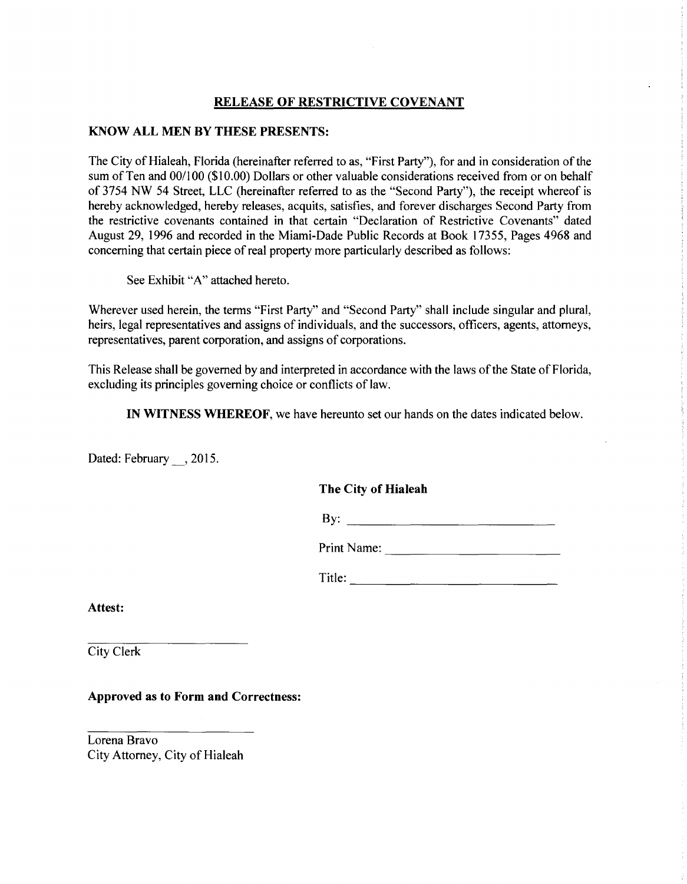# RELEASE OF RESTRICTIVE COVENANT

**KNOW ALL MEN BY THESE PRESENTS:**

The City of Hialeah, Florida (hereinafter referred to as, "First Party"), for and in consideration of the sum of Ten and 00/100 ($10.00) Dollars or other valuable considerations received from or on behalf of 3754 NW 54 Street, LLC (hereinafter referred to as the "Second Party"), the receipt whereof is hereby acknowledged, hereby releases, acquits, satisfies, and forever discharges Second Party from the restrictive covenants contained in that certain "Declaration of Restrictive Covenants" dated August 29, 1996 and recorded in the Miami-Dade Public Records at Book 17355, Pages 4968 and concerning that certain piece of real property more particularly described as follows:

See Exhibit "A" attached hereto.

Wherever used herein, the terms "First Party" and "Second Party" shall include singular and plural, heirs, legal representatives and assigns of individuals, and the successors, officers, agents, attorneys, representatives, parent corporation, and assigns of corporations.

This Release shall be governed by and interpreted in accordance with the laws of the State of Florida, excluding its principles governing choice or conflicts of law.

**IN WITNESS WHEREOF**, we have hereunto set our hands on the dates indicated below.

Dated: February __, 2015.

**The City of Hialeah**

By: ______________________________

Print Name: ________________________

Title: ______________________________

**Attest:**

______________________
City Clerk

**Approved as to Form and Correctness:**

______________________
Lorena Bravo
City Attorney, City of Hialeah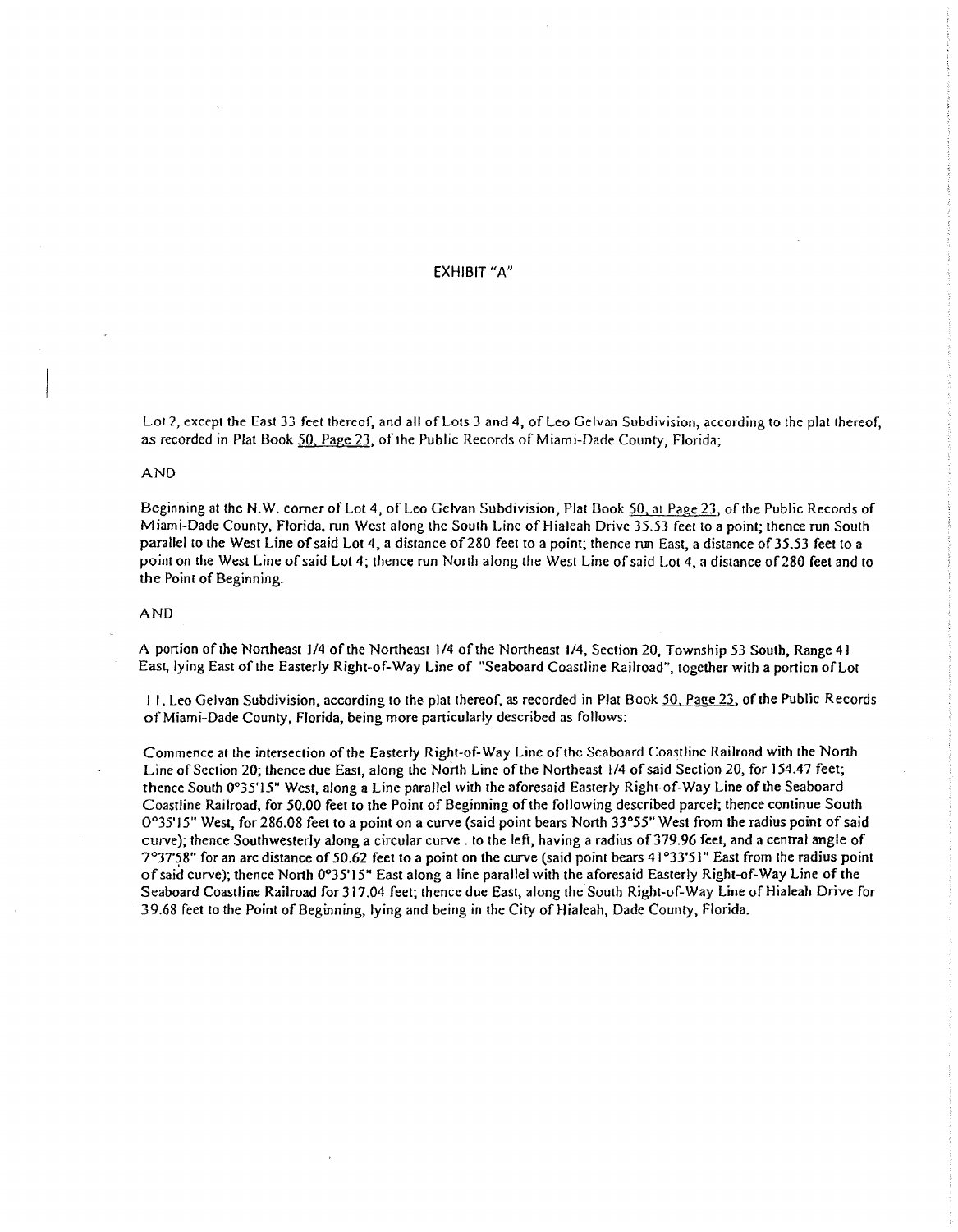# EXHIBIT "A"

Lot 2, except the East 33 feet thereof, and all of Lots 3 and 4, of Leo Gelvan Subdivision, according to the plat thereof, as recorded in Plat Book 50, Page 23, of the Public Records of Miami-Dade County, Florida;

AND

Beginning at the N.W. corner of Lot 4, of Leo Gelvan Subdivision, Plat Book 50, at Page 23, of the Public Records of Miami-Dade County, Florida, run West along the South Line of Hialeah Drive 35.53 feet to a point; thence run South parallel to the West Line of said Lot 4, a distance of 280 feet to a point; thence run East, a distance of 35.53 feet to a point on the West Line of said Lot 4; thence run North along the West Line of said Lot 4, a distance of 280 feet and to the Point of Beginning.

AND

A portion of the Northeast 1/4 of the Northeast 1/4 of the Northeast 1/4, Section 20, Township 53 South, Range 41 East, lying East of the Easterly Right-of-Way Line of "Seaboard Coastline Railroad", together with a portion of Lot 11, Leo Gelvan Subdivision, according to the plat thereof, as recorded in Plat Book 50, Page 23, of the Public Records of Miami-Dade County, Florida, being more particularly described as follows:

Commence at the intersection of the Easterly Right-of-Way Line of the Seaboard Coastline Railroad with the North Line of Section 20; thence due East, along the North Line of the Northeast 1/4 of said Section 20, for 154.47 feet; thence South 0°35'15" West, along a Line parallel with the aforesaid Easterly Right-of-Way Line of the Seaboard Coastline Railroad, for 50.00 feet to the Point of Beginning of the following described parcel; thence continue South 0°35'15" West, for 286.08 feet to a point on a curve (said point bears North 33°55" West from the radius point of said curve); thence Southwesterly along a circular curve . to the left, having a radius of 379.96 feet, and a central angle of 7°37'58" for an arc distance of 50.62 feet to a point on the curve (said point bears 41°33'51" East from the radius point of said curve); thence North 0°35'15" East along a line parallel with the aforesaid Easterly Right-of-Way Line of the Seaboard Coastline Railroad for 317.04 feet; thence due East, along the South Right-of-Way Line of Hialeah Drive for 39.68 feet to the Point of Beginning, lying and being in the City of Hialeah, Dade County, Florida.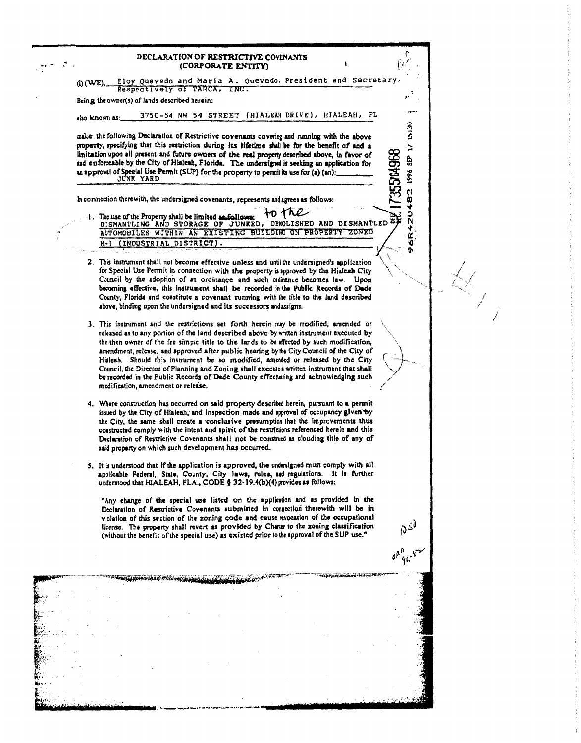# DECLARATION OF RESTRICTIVE COVENANTS
## (CORPORATE ENTITY)

(I) (WE), Eloy Quevedo and Maria A. Quevedo, President and Secretary, Respectively of TARCA, INC.

Being the owner(s) of lands described herein:

also known as: 3750-54 NW 54 STREET (HIALEAH DRIVE), HIALEAH, FL

make the following Declaration of Restrictive covenants covering and running with the above property, specifying that this restriction during its lifetime shall be for the benefit of and a limitation upon all present and future owners of the real property described above, in favor of and enforceable by the City of Hialeah, Florida. The undersigned is seeking an application for an approval of Special Use Permit (SUP) for the property to permit its use for (a) (an): JUNK YARD

In connection therewith, the undersigned covenants, represents and agrees as follows:

1. The use of the Property shall be limited ~~as follows:~~ to the DISMANTLING AND STORAGE OF JUNKED, DEMOLISHED AND DISMANTLED AUTOMOBILES WITHIN AN EXISTING BUILDING ON PROPERTY ZONED M-1 (INDUSTRIAL DISTRICT).

2. This instrument shall not become effective unless and until the undersigned's application for Special Use Permit in connection with the property is approved by the Hialeah City Council by the adoption of an ordinance and such ordinance becomes law. Upon becoming effective, this instrument shall be recorded in the Public Records of Dade County, Florida and constitute a covenant running with the title to the land described above, binding upon the undersigned and its successors and assigns.

3. This instrument and the restrictions set forth herein may be modified, amended or released as to any portion of the land described above by written instrument executed by the then owner of the fee simple title to the lands to be affected by such modification, amendment, release, and approved after public hearing by the City Council of the City of Hialeah. Should this instrument be so modified, amended or released by the City Council, the Director of Planning and Zoning shall execute a written instrument that shall be recorded in the Public Records of Dade County effectuating and acknowledging such modification, amendment or release.

4. Where construction has occurred on said property described herein, pursuant to a permit issued by the City of Hialeah, and inspection made and approval of occupancy given by the City, the same shall create a conclusive presumption that the improvements thus constructed comply with the intent and spirit of the restrictions referenced herein and this Declaration of Restrictive Covenants shall not be construed as clouding title of any of said property on which such development has occurred.

5. It is understood that if the application is approved, the undersigned must comply with all applicable Federal, State, County, City laws, rules, and regulations. It is further understood that HIALEAH, FLA., CODE § 32-19.4(b)(4) provides as follows:

   "Any change of the special use listed on the application and as provided in the Declaration of Restrictive Covenants submitted in connection therewith will be in violation of this section of the zoning code and cause revocation of the occupational license. The property shall revert as provided by Charter to the zoning classification (without the benefit of the special use) as existed prior to the approval of the SUP use."

OFF. REC. 17355 PG 4968

96R420482 1996 SEP 17 15:30

1050

ORD 96-57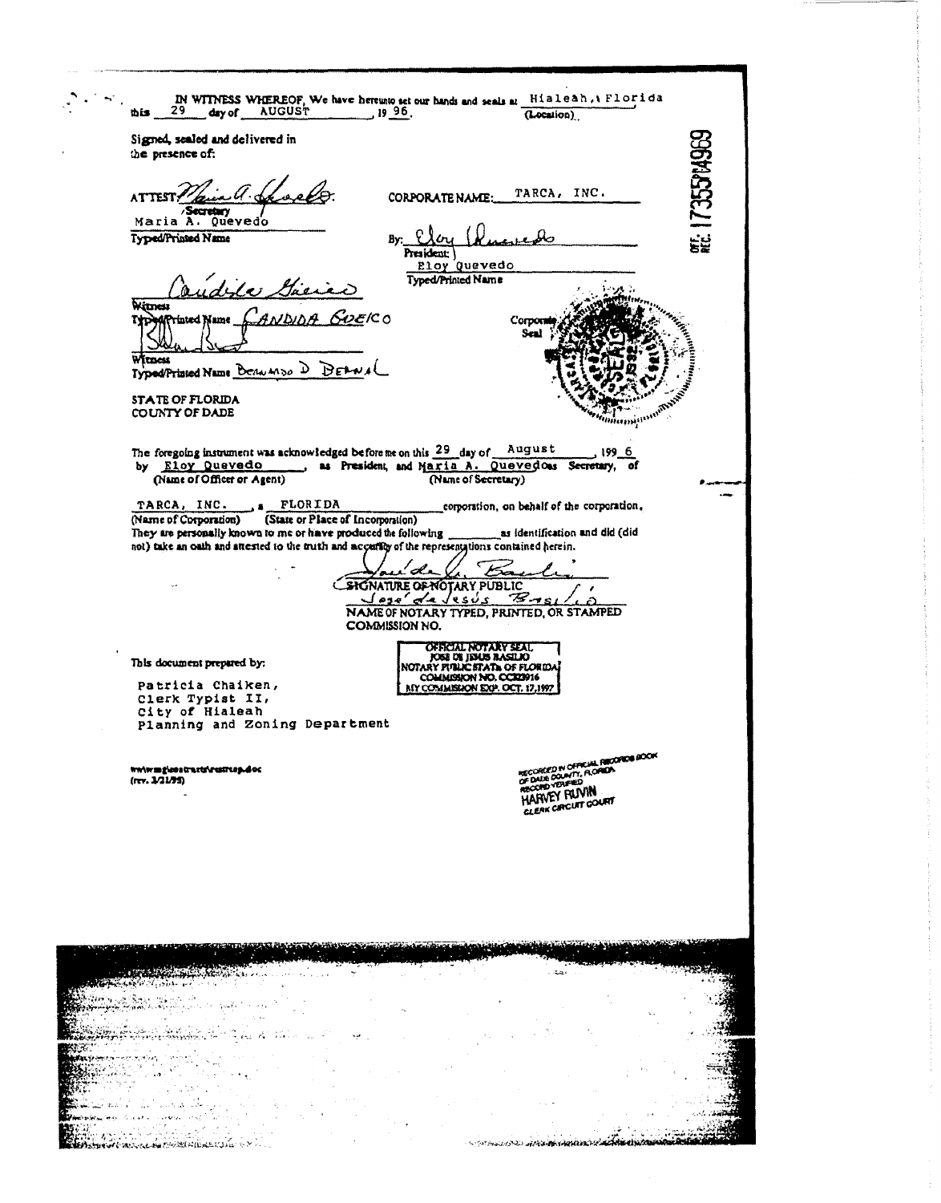IN WITNESS WHEREOF, We have hereunto set our hands and seals at Hialeah, Florida (Location), this 29 day of AUGUST, 19 96.

OFF. REC. 17355 PG 4969

Signed, sealed and delivered in the presence of:

ATTEST: Maria A. Quevedo
Secretary
Maria A. Quevedo
Typed/Printed Name

CORPORATE NAME: TARCA, INC.

By: Eloy Quevedo
President
Eloy Quevedo
Typed/Printed Name

Candida Goeico
Witness
Typed/Printed Name CANDIDA GOEICO

Witness
Typed/Printed Name BERNARDO D BERNAL

Corporate Seal

STATE OF FLORIDA
COUNTY OF DADE

The foregoing instrument was acknowledged before me on this 29 day of August, 199 6 by Eloy Quevedo (Name of Officer or Agent), as President, and Maria A. Quevedo (Name of Secretary) as Secretary, of TARCA, INC. (Name of Corporation), a FLORIDA (State or Place of Incorporation) corporation, on behalf of the corporation. They are personally known to me or have produced the following \_\_\_\_\_\_\_\_ as identification and did (did not) take an oath and attested to the truth and accuracy of the representations contained herein.

SIGNATURE OF NOTARY PUBLIC
Jose de Jesus Basilio
NAME OF NOTARY TYPED, PRINTED, OR STAMPED
COMMISSION NO.

OFFICIAL NOTARY SEAL
JOSE DE JESUS BASILIO
NOTARY PUBLIC STATE OF FLORIDA
COMMISSION NO. CC323916
MY COMMISSION EXP. OCT. 17,1997

This document prepared by:

Patricia Chaiken,
Clerk Typist II,
City of Hialeah
Planning and Zoning Department

ww\wmg\eastrarts\restrap.doc
(rev. 3/21/95)

RECORDED IN OFFICIAL RECORDS BOOK
OF DADE COUNTY, FLORIDA.
RECORD VERIFIED
HARVEY RUVIN
CLERK CIRCUIT COURT